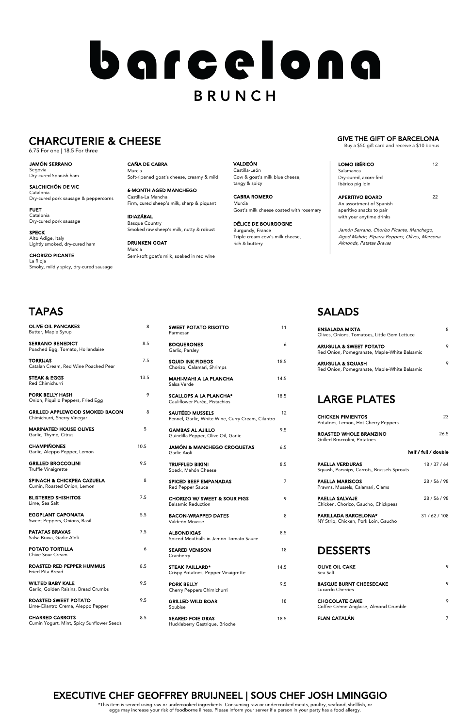# barcelona

## BRUNCH

## CHARCUTERIE & CHEESE

6.75 For one | 18.5 For three

**JAMÓN SERRANO**
Segovia
Dry-cured Spanish ham

**SALCHICHÓN DE VIC**
Catalonia
Dry-cured pork sausage & peppercorns

**FUET**
Catalonia
Dry-cured pork sausage

**SPECK**
Alto Adige, Italy
Lightly smoked, dry-cured ham

**CHORIZO PICANTE**
La Rioja
Smoky, mildly spicy, dry-cured sausage

**CAÑA DE CABRA**
Murcia
Soft-ripened goat's cheese, creamy & mild

**6-MONTH AGED MANCHEGO**
Castilla-La Mancha
Firm, cured sheep's milk, sharp & piquant

**IDIAZÁBAL**
Basque Country
Smoked raw sheep's milk, nutty & robust

**DRUNKEN GOAT**
Murcia
Semi-soft goat's milk, soaked in red wine

**VALDEÓN**
Castilla-León
Cow & goat's milk blue cheese, tangy & spicy

**CABRA ROMERO**
Murcia
Goat's milk cheese coated with rosemary

**DÉLICE DE BOURGOGNE**
Burgundy, France
Triple cream cow's milk cheese, rich & buttery

### GIVE THE GIFT OF BARCELONA

Buy a $50 gift card and receive a $10 bonus

**LOMO IBÉRICO** 12
Salamanca
Dry-cured, acorn-fed Ibérico pig loin

**APERITIVO BOARD** 22
An assortment of Spanish aperitivo snacks to pair with your anytime drinks

*Jamón Serrano, Chorizo Picante, Manchego, Aged Mahón, Piparra Peppers, Olives, Marcona Almonds, Patatas Bravas*

## TAPAS

| Item | Price |
|---|---|
| **OLIVE OIL PANCAKES** Butter, Maple Syrup | 8 |
| **SERRANO BENEDICT** Poached Egg, Tomato, Hollandaise | 8.5 |
| **TORRIJAS** Catalan Cream, Red Wine Poached Pear | 7.5 |
| **STEAK & EGGS** Red Chimichurri | 13.5 |
| **PORK BELLY HASH** Onion, Piquillo Peppers, Fried Egg | 9 |
| **GRILLED APPLEWOOD SMOKED BACON** Chimichurri, Sherry Vinegar | 8 |
| **MARINATED HOUSE OLIVES** Garlic, Thyme, Citrus | 5 |
| **CHAMPIÑONES** Garlic, Aleppo Pepper, Lemon | 10.5 |
| **GRILLED BROCCOLINI** Truffle Vinaigrette | 9.5 |
| **SPINACH & CHICKPEA CAZUELA** Cumin, Roasted Onion, Lemon | 8 |
| **BLISTERED SHISHITOS** Lime, Sea Salt | 7.5 |
| **EGGPLANT CAPONATA** Sweet Peppers, Onions, Basil | 5.5 |
| **PATATAS BRAVAS** Salsa Brava, Garlic Aïoli | 7.5 |
| **POTATO TORTILLA** Chive Sour Cream | 6 |
| **ROASTED RED PEPPER HUMMUS** Fried Pita Bread | 8.5 |
| **WILTED BABY KALE** Garlic, Golden Raisins, Bread Crumbs | 9.5 |
| **ROASTED SWEET POTATO** Lime-Cilantro Crema, Aleppo Pepper | 9.5 |
| **CHARRED CARROTS** Cumin Yogurt, Mint, Spicy Sunflower Seeds | 8.5 |
| **SWEET POTATO RISOTTO** Parmesan | 11 |
| **BOQUERONES** Garlic, Parsley | 6 |
| **SQUID INK FIDEOS** Chorizo, Calamari, Shrimps | 18.5 |
| **MAHI-MAHI A LA PLANCHA** Salsa Verde | 14.5 |
| **SCALLOPS A LA PLANCHA*** Cauliflower Purée, Pistachios | 18.5 |
| **SAUTÉED MUSSELS** Fennel, Garlic, White Wine, Curry Cream, Cilantro | 12 |
| **GAMBAS AL AJILLO** Guindilla Pepper, Olive Oil, Garlic | 9.5 |
| **JAMÓN & MANCHEGO CROQUETAS** Garlic Aïoli | 6.5 |
| **TRUFFLED BIKINI** Speck, Mahón Cheese | 8.5 |
| **SPICED BEEF EMPANADAS** Red Pepper Sauce | 7 |
| **CHORIZO W/ SWEET & SOUR FIGS** Balsamic Reduction | 9 |
| **BACON-WRAPPED DATES** Valdeón Mousse | 8 |
| **ALBONDIGAS** Spiced Meatballs in Jamón-Tomato Sauce | 8.5 |
| **SEARED VENISON** Cranberry | 18 |
| **STEAK PAILLARD*** Crispy Potatoes, Pepper Vinaigrette | 14.5 |
| **PORK BELLY** Cherry Peppers Chimichurri | 9.5 |
| **GRILLED WILD BOAR** Soubise | 18 |
| **SEARED FOIE GRAS** Huckleberry Gastrique, Brioche | 18.5 |

## SALADS

| Item | Price |
|---|---|
| **ENSALADA MIXTA** Olives, Onions, Tomatoes, Little Gem Lettuce | 8 |
| **ARUGULA & SWEET POTATO** Red Onion, Pomegranate, Maple-White Balsamic | 9 |
| **ARUGULA & SQUASH** Red Onion, Pomegranate, Maple-White Balsamic | 9 |

## LARGE PLATES

| Item | Price |
|---|---|
| **CHICKEN PIMIENTOS** Potatoes, Lemon, Hot Cherry Peppers | 23 |
| **ROASTED WHOLE BRANZINO** Grilled Broccolini, Potatoes | 26.5 |

| Item | half / full / double |
|---|---|
| **PAELLA VERDURAS** Squash, Parsnips, Carrots, Brussels Sprouts | 18 / 37 / 64 |
| **PAELLA MARISCOS** Prawns, Mussels, Calamari, Clams | 28 / 56 / 98 |
| **PAELLA SALVAJE** Chicken, Chorizo, Gaucho, Chickpeas | 28 / 56 / 98 |
| **PARILLADA BARCELONA*** NY Strip, Chicken, Pork Loin, Gaucho | 31 / 62 / 108 |

## DESSERTS

| Item | Price |
|---|---|
| **OLIVE OIL CAKE** Sea Salt | 9 |
| **BASQUE BURNT CHEESECAKE** Luxardo Cherries | 9 |
| **CHOCOLATE CAKE** Coffee Crème Anglaise, Almond Crumble | 9 |
| **FLAN CATALÁN** | 7 |

## EXECUTIVE CHEF GEOFFREY BRUIJNEEL | SOUS CHEF JOSH LMINGGIO

*This item is served using raw or undercooked ingredients. Consuming raw or undercooked meats, poultry, seafood, shellfish, or eggs may increase your risk of foodborne illness. Please inform your server if a person in your party has a food allergy.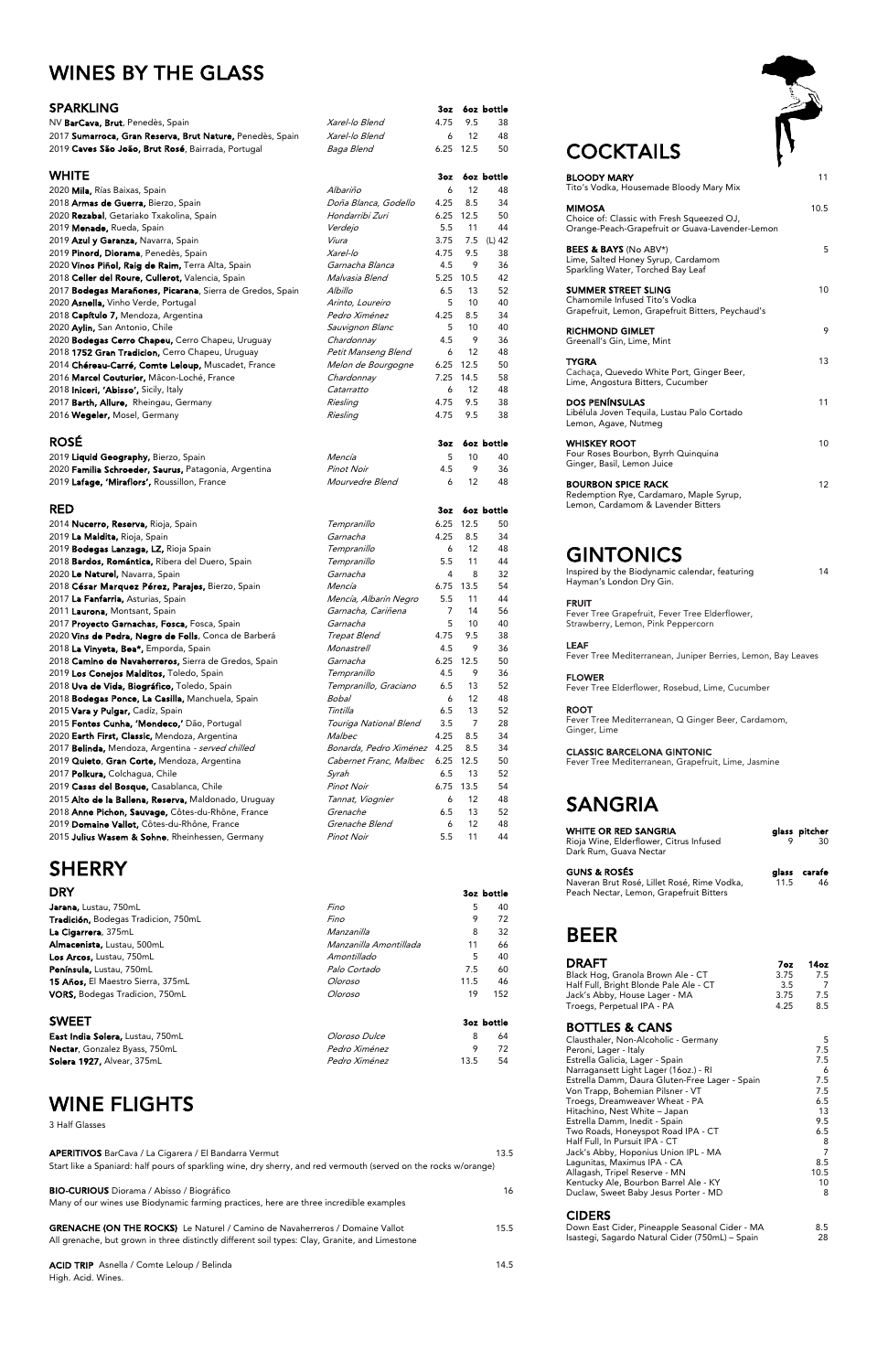# WINES BY THE GLASS

## SPARKLING

| | | 3oz | 6oz | bottle |
|---|---|---|---|---|
| NV **BarCava, Brut**, Penedès, Spain | *Xarel-lo Blend* | 4.75 | 9.5 | 38 |
| 2017 **Sumarroca, Gran Reserva, Brut Nature,** Penedès, Spain | *Xarel-lo Blend* | 6 | 12 | 48 |
| 2019 **Caves São João, Brut Rosé**, Bairrada, Portugal | *Baga Blend* | 6.25 | 12.5 | 50 |

## WHITE

| | | 3oz | 6oz | bottle |
|---|---|---|---|---|
| 2020 **Mila,** Rías Baixas, Spain | *Albariño* | 6 | 12 | 48 |
| 2018 **Armas de Guerra,** Bierzo, Spain | *Doña Blanca, Godello* | 4.25 | 8.5 | 34 |
| 2020 **Rezabal**, Getariako Txakolina, Spain | *Hondarribi Zuri* | 6.25 | 12.5 | 50 |
| 2019 **Menade,** Rueda, Spain | *Verdejo* | 5.5 | 11 | 44 |
| 2019 **Azul y Garanza,** Navarra, Spain | *Viura* | 3.75 | 7.5 | (L) 42 |
| 2019 **Pinord, Diorama**, Penedès, Spain | *Xarel-lo* | 4.75 | 9.5 | 38 |
| 2020 **Vinos Piñol, Raig de Raim,** Terra Alta, Spain | *Garnacha Blanca* | 4.5 | 9 | 36 |
| 2018 **Celler del Roure, Cullerot,** Valencia, Spain | *Malvasia Blend* | 5.25 | 10.5 | 42 |
| 2017 **Bodegas Marañones, Picarana**, Sierra de Gredos, Spain | *Albillo* | 6.5 | 13 | 52 |
| 2020 **Asnella,** Vinho Verde, Portugal | *Arinto, Loureiro* | 5 | 10 | 40 |
| 2018 **Capítulo 7,** Mendoza, Argentina | *Pedro Ximénez* | 4.25 | 8.5 | 34 |
| 2020 **Aylin,** San Antonio, Chile | *Sauvignon Blanc* | 5 | 10 | 40 |
| 2020 **Bodegas Cerro Chapeu,** Cerro Chapeu, Uruguay | *Chardonnay* | 4.5 | 9 | 36 |
| 2018 **1752 Gran Tradicion,** Cerro Chapeu, Uruguay | *Petit Manseng Blend* | 6 | 12 | 48 |
| 2014 **Chéreau-Carré, Comte Leloup,** Muscadet, France | *Melon de Bourgogne* | 6.25 | 12.5 | 50 |
| 2016 **Marcel Couturier,** Mâcon-Loché, France | *Chardonnay* | 7.25 | 14.5 | 58 |
| 2018 **Iniceri, 'Abisso',** Sicily, Italy | *Catarratto* | 6 | 12 | 48 |
| 2017 **Barth, Allure,** Rheingau, Germany | *Riesling* | 4.75 | 9.5 | 38 |
| 2016 **Wegeler,** Mosel, Germany | *Riesling* | 4.75 | 9.5 | 38 |

## ROSÉ

| | | 3oz | 6oz | bottle |
|---|---|---|---|---|
| 2019 **Liquid Geography,** Bierzo, Spain | *Mencía* | 5 | 10 | 40 |
| 2020 **Familia Schroeder, Saurus,** Patagonia, Argentina | *Pinot Noir* | 4.5 | 9 | 36 |
| 2019 **Lafage, 'Miraflors',** Roussillon, France | *Mourvedre Blend* | 6 | 12 | 48 |

## RED

| | | 3oz | 6oz | bottle |
|---|---|---|---|---|
| 2014 **Nucerro, Reserva,** Rioja, Spain | *Tempranillo* | 6.25 | 12.5 | 50 |
| 2019 **La Maldita,** Rioja, Spain | *Garnacha* | 4.25 | 8.5 | 34 |
| 2019 **Bodegas Lanzaga, LZ,** Rioja Spain | *Tempranillo* | 6 | 12 | 48 |
| 2018 **Bardos, Romántica,** Ribera del Duero, Spain | *Tempranillo* | 5.5 | 11 | 44 |
| 2020 **Le Naturel,** Navarra, Spain | *Garnacha* | 4 | 8 | 32 |
| 2018 **César Marquez Pérez, Parajes,** Bierzo, Spain | *Mencía* | 6.75 | 13.5 | 54 |
| 2017 **La Fanfarria,** Asturias, Spain | *Mencía, Albarín Negro* | 5.5 | 11 | 44 |
| 2011 **Laurona,** Montsant, Spain | *Garnacha, Cariñena* | 7 | 14 | 56 |
| 2017 **Proyecto Garnachas, Fosca,** Fosca, Spain | *Garnacha* | 5 | 10 | 40 |
| 2020 **Vins de Pedra, Negre de Folls**, Conca de Barberá | *Trepat Blend* | 4.75 | 9.5 | 38 |
| 2018 **La Vinyeta, Bea\*,** Emporda, Spain | *Monastrell* | 4.5 | 9 | 36 |
| 2018 **Camino de Navaherreros,** Sierra de Gredos, Spain | *Garnacha* | 6.25 | 12.5 | 50 |
| 2019 **Los Conejos Malditos,** Toledo, Spain | *Tempranillo* | 4.5 | 9 | 36 |
| 2018 **Uva de Vida, Biográfico,** Toledo, Spain | *Tempranillo, Graciano* | 6.5 | 13 | 52 |
| 2018 **Bodegas Ponce, La Casilla,** Manchuela, Spain | *Bobal* | 6 | 12 | 48 |
| 2015 **Vara y Pulgar,** Cadiz, Spain | *Tintilla* | 6.5 | 13 | 52 |
| 2015 **Fontes Cunha, 'Mondeco,'** Dão, Portugal | *Touriga National Blend* | 3.5 | 7 | 28 |
| 2020 **Earth First, Classic,** Mendoza, Argentina | *Malbec* | 4.25 | 8.5 | 34 |
| 2017 **Belinda,** Mendoza, Argentina - *served chilled* | *Bonarda, Pedro Ximénez* | 4.25 | 8.5 | 34 |
| 2019 **Quieto, Gran Corte,** Mendoza, Argentina | *Cabernet Franc, Malbec* | 6.25 | 12.5 | 50 |
| 2017 **Polkura,** Colchagua, Chile | *Syrah* | 6.5 | 13 | 52 |
| 2019 **Casas del Bosque,** Casablanca, Chile | *Pinot Noir* | 6.75 | 13.5 | 54 |
| 2015 **Alto de la Ballena, Reserva,** Maldonado, Uruguay | *Tannat, Viognier* | 6 | 12 | 48 |
| 2018 **Anne Pichon, Sauvage,** Côtes-du-Rhône, France | *Grenache* | 6.5 | 13 | 52 |
| 2019 **Domaine Vallot,** Côtes-du-Rhône, France | *Grenache Blend* | 6 | 12 | 48 |
| 2015 **Julius Wasem & Sohne**, Rheinhessen, Germany | *Pinot Noir* | 5.5 | 11 | 44 |

# SHERRY

## DRY

| | | 3oz | bottle |
|---|---|---|---|
| **Jarana,** Lustau, 750mL | *Fino* | 5 | 40 |
| **Tradición,** Bodegas Tradicion, 750mL | *Fino* | 9 | 72 |
| **La Cigarrera**, 375mL | *Manzanilla* | 8 | 32 |
| **Almacenista,** Lustau, 500mL | *Manzanilla Amontillada* | 11 | 66 |
| **Los Arcos,** Lustau, 750mL | *Amontillado* | 5 | 40 |
| **Península,** Lustau, 750mL | *Palo Cortado* | 7.5 | 60 |
| **15 Años,** El Maestro Sierra, 375mL | *Oloroso* | 11.5 | 46 |
| **VORS,** Bodegas Tradicion, 750mL | *Oloroso* | 19 | 152 |

## SWEET

| | | 3oz | bottle |
|---|---|---|---|
| **East India Solera,** Lustau, 750mL | *Oloroso Dulce* | 8 | 64 |
| **Nectar**, Gonzalez Byass, 750mL | *Pedro Ximénez* | 9 | 72 |
| **Solera 1927,** Alvear, 375mL | *Pedro Ximénez* | 13.5 | 54 |

# WINE FLIGHTS

3 Half Glasses

**APERITIVOS** BarCava / La Cigarera / El Bandarra Vermut — 13.5
Start like a Spaniard: half pours of sparkling wine, dry sherry, and red vermouth (served on the rocks w/orange)

**BIO-CURIOUS** Diorama / Abisso / Biográfico — 16
Many of our wines use Biodynamic farming practices, here are three incredible examples

**GRENACHE (ON THE ROCKS)** Le Naturel / Camino de Navaherreros / Domaine Vallot — 15.5
All grenache, but grown in three distinctly different soil types: Clay, Granite, and Limestone

**ACID TRIP** Asnella / Comte Leloup / Belinda — 14.5
High. Acid. Wines.

# COCKTAILS

**BLOODY MARY** — 11
Tito's Vodka, Housemade Bloody Mary Mix

**MIMOSA** — 10.5
Choice of: Classic with Fresh Squeezed OJ, Orange-Peach-Grapefruit or Guava-Lavender-Lemon

**BEES & BAYS** (No ABV\*) — 5
Lime, Salted Honey Syrup, Cardamom Sparkling Water, Torched Bay Leaf

**SUMMER STREET SLING** — 10
Chamomile Infused Tito's Vodka Grapefruit, Lemon, Grapefruit Bitters, Peychaud's

**RICHMOND GIMLET** — 9
Greenall's Gin, Lime, Mint

**TYGRA** — 13
Cachaça, Quevedo White Port, Ginger Beer, Lime, Angostura Bitters, Cucumber

**DOS PENÍNSULAS** — 11
Libélula Joven Tequila, Lustau Palo Cortado Lemon, Agave, Nutmeg

**WHISKEY ROOT** — 10
Four Roses Bourbon, Byrrh Quinquina Ginger, Basil, Lemon Juice

**BOURBON SPICE RACK** — 12
Redemption Rye, Cardamaro, Maple Syrup, Lemon, Cardamom & Lavender Bitters

# GINTONICS

Inspired by the Biodynamic calendar, featuring Hayman's London Dry Gin. — 14

**FRUIT**
Fever Tree Grapefruit, Fever Tree Elderflower, Strawberry, Lemon, Pink Peppercorn

**LEAF**
Fever Tree Mediterranean, Juniper Berries, Lemon, Bay Leaves

**FLOWER**
Fever Tree Elderflower, Rosebud, Lime, Cucumber

**ROOT**
Fever Tree Mediterranean, Q Ginger Beer, Cardamom, Ginger, Lime

**CLASSIC BARCELONA GINTONIC**
Fever Tree Mediterranean, Grapefruit, Lime, Jasmine

# SANGRIA

| | glass | pitcher |
|---|---|---|
| **WHITE OR RED SANGRIA**<br>Rioja Wine, Elderflower, Citrus Infused Dark Rum, Guava Nectar | 9 | 30 |

| | glass | carafe |
|---|---|---|
| **GUNS & ROSÉS**<br>Naveran Brut Rosé, Lillet Rosé, Rime Vodka, Peach Nectar, Lemon, Grapefruit Bitters | 11.5 | 46 |

# BEER

## DRAFT

| | 7oz | 14oz |
|---|---|---|
| Black Hog, Granola Brown Ale - CT | 3.75 | 7.5 |
| Half Full, Bright Blonde Pale Ale - CT | 3.5 | 7 |
| Jack's Abby, House Lager - MA | 3.75 | 7.5 |
| Troegs, Perpetual IPA - PA | 4.25 | 8.5 |

## BOTTLES & CANS

| | |
|---|---|
| Clausthaler, Non-Alcoholic - Germany | 5 |
| Peroni, Lager - Italy | 7.5 |
| Estrella Galicia, Lager - Spain | 7.5 |
| Narragansett Light Lager (16oz.) - RI | 6 |
| Estrella Damm, Daura Gluten-Free Lager - Spain | 7.5 |
| Von Trapp, Bohemian Pilsner - VT | 7.5 |
| Troegs, Dreamweaver Wheat - PA | 6.5 |
| Hitachino, Nest White – Japan | 13 |
| Estrella Damm, Inedit - Spain | 9.5 |
| Two Roads, Honeyspot Road IPA - CT | 6.5 |
| Half Full, In Pursuit IPA - CT | 8 |
| Jack's Abby, Hoponius Union IPL - MA | 7 |
| Lagunitas, Maximus IPA - CA | 8.5 |
| Allagash, Tripel Reserve - MN | 10.5 |
| Kentucky Ale, Bourbon Barrel Ale - KY | 10 |
| Duclaw, Sweet Baby Jesus Porter - MD | 8 |

## CIDERS

| | |
|---|---|
| Down East Cider, Pineapple Seasonal Cider - MA | 8.5 |
| Isastegi, Sagardo Natural Cider (750mL) – Spain | 28 |